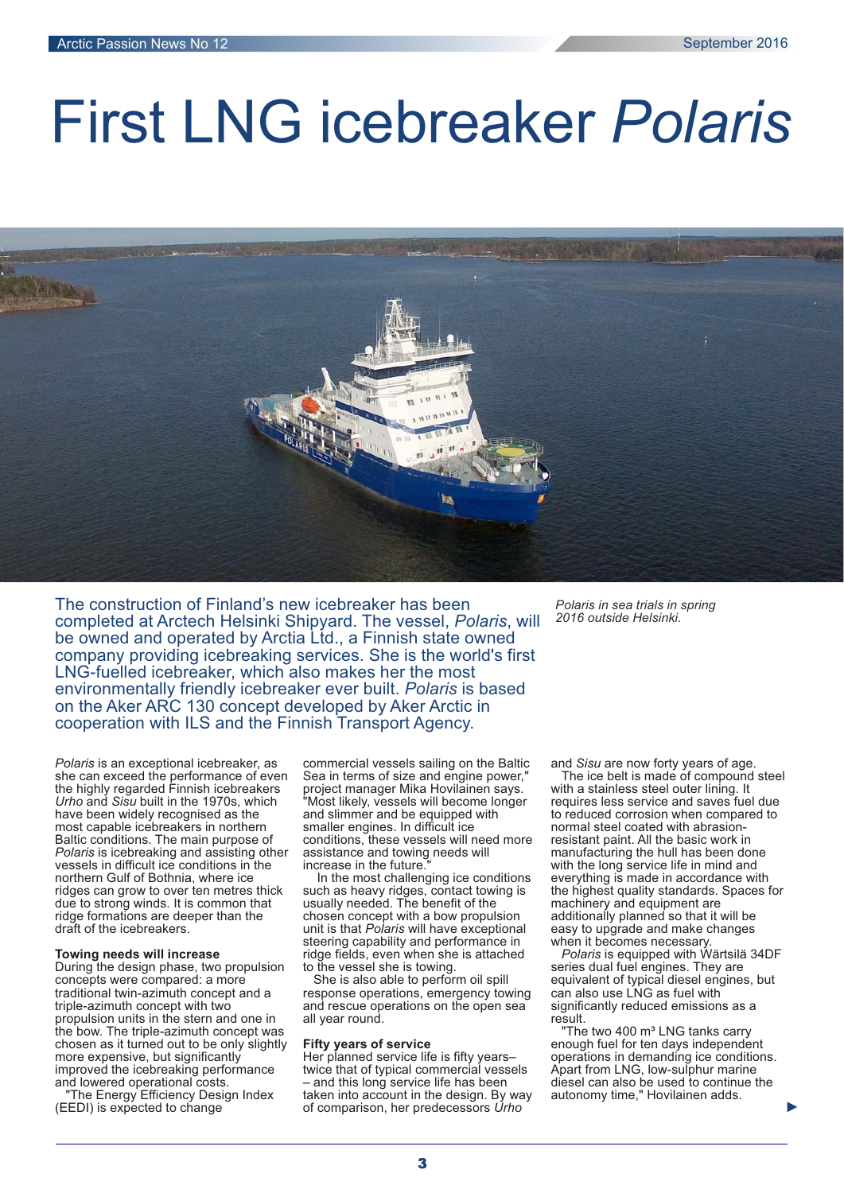# First LNG icebreaker *Polaris*

The construction of Finland's new icebreaker has been completed at Arctech Helsinki Shipyard. The vessel, *Polaris*, will be owned and operated by Arctia Ltd., a Finnish state owned company providing icebreaking services. She is the world's first LNG-fuelled icebreaker, which also makes her the most environmentally friendly icebreaker ever built. *Polaris* is based on the Aker ARC 130 concept developed by Aker Arctic in cooperation with ILS and the Finnish Transport Agency.

*Polaris in sea trials in spring 2016 outside Helsinki.*

*Polaris* is an exceptional icebreaker, as she can exceed the performance of even the highly regarded Finnish icebreakers *Urho* and *Sisu* built in the 1970s, which have been widely recognised as the most capable icebreakers in northern Baltic conditions. The main purpose of *Polaris* is icebreaking and assisting other vessels in difficult ice conditions in the northern Gulf of Bothnia, where ice ridges can grow to over ten metres thick due to strong winds. It is common that ridge formations are deeper than the draft of the icebreakers.

**Towing needs will increase**

During the design phase, two propulsion concepts were compared: a more traditional twin-azimuth concept and a triple-azimuth concept with two propulsion units in the stern and one in the bow. The triple-azimuth concept was chosen as it turned out to be only slightly more expensive, but significantly improved the icebreaking performance and lowered operational costs.

"The Energy Efficiency Design Index (EEDI) is expected to change commercial vessels sailing on the Baltic Sea in terms of size and engine power," project manager Mika Hovilainen says. "Most likely, vessels will become longer and slimmer and be equipped with smaller engines. In difficult ice conditions, these vessels will need more assistance and towing needs will increase in the future."

In the most challenging ice conditions such as heavy ridges, contact towing is usually needed. The benefit of the chosen concept with a bow propulsion unit is that *Polaris* will have exceptional steering capability and performance in ridge fields, even when she is attached to the vessel she is towing.

She is also able to perform oil spill response operations, emergency towing and rescue operations on the open sea all year round.

**Fifty years of service**

Her planned service life is fifty years– twice that of typical commercial vessels – and this long service life has been taken into account in the design. By way of comparison, her predecessors *Urho* and *Sisu* are now forty years of age.

The ice belt is made of compound steel with a stainless steel outer lining. It requires less service and saves fuel due to reduced corrosion when compared to normal steel coated with abrasion-resistant paint. All the basic work in manufacturing the hull has been done with the long service life in mind and everything is made in accordance with the highest quality standards. Spaces for machinery and equipment are additionally planned so that it will be easy to upgrade and make changes when it becomes necessary.

*Polaris* is equipped with Wärtsilä 34DF series dual fuel engines. They are equivalent of typical diesel engines, but can also use LNG as fuel with significantly reduced emissions as a result.

"The two 400 m³ LNG tanks carry enough fuel for ten days independent operations in demanding ice conditions. Apart from LNG, low-sulphur marine diesel can also be used to continue the autonomy time," Hovilainen adds.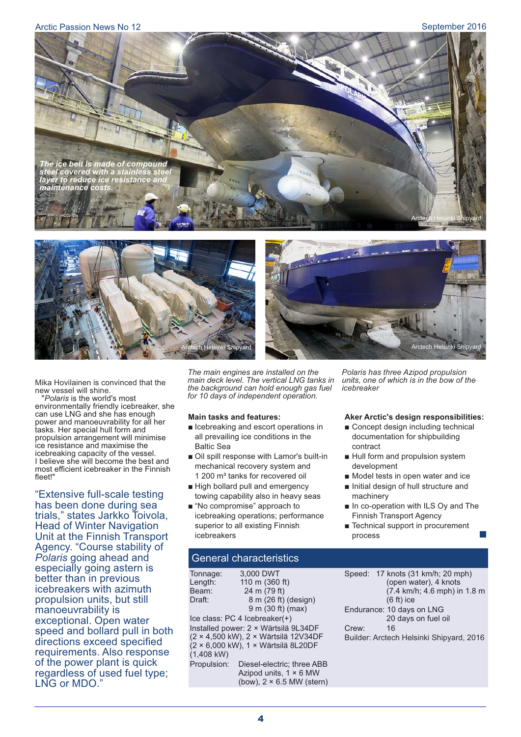*The ice belt is made of compound steel covered with a stainless steel layer to reduce ice resistance and maintenance costs.*

Arctech Helsinki Shipyard

Arctech Helsinki Shipyard

*The main engines are installed on the main deck level. The vertical LNG tanks in the background can hold enough gas fuel for 10 days of independent operation.*

Arctech Helsinki Shipyard

*Polaris has three Azipod propulsion units, one of which is in the bow of the icebreaker*

Mika Hovilainen is convinced that the new vessel will shine.

"*Polaris* is the world's most environmentally friendly icebreaker, she can use LNG and she has enough power and manoeuvrability for all her tasks. Her special hull form and propulsion arrangement will minimise ice resistance and maximise the icebreaking capacity of the vessel. I believe she will become the best and most efficient icebreaker in the Finnish fleet!"

"Extensive full-scale testing has been done during sea trials," states Jarkko Toivola, Head of Winter Navigation Unit at the Finnish Transport Agency. "Course stability of *Polaris* going ahead and especially going astern is better than in previous icebreakers with azimuth propulsion units, but still manoeuvrability is exceptional. Open water speed and bollard pull in both directions exceed specified requirements. Also response of the power plant is quick regardless of used fuel type; LNG or MDO."

**Main tasks and features:**

- Icebreaking and escort operations in all prevailing ice conditions in the Baltic Sea
- Oil spill response with Lamor's built-in mechanical recovery system and 1 200 m³ tanks for recovered oil
- High bollard pull and emergency towing capability also in heavy seas
- "No compromise" approach to icebreaking operations; performance superior to all existing Finnish icebreakers

**Aker Arctic's design responsibilities:**

- Concept design including technical documentation for shipbuilding contract
- Hull form and propulsion system development
- Model tests in open water and ice
- Initial design of hull structure and machinery
- In co-operation with ILS Oy and The Finnish Transport Agency
- Technical support in procurement process

## General characteristics

Tonnage: 3,000 DWT
Length: 110 m (360 ft)
Beam: 24 m (79 ft)
Draft: 8 m (26 ft) (design), 9 m (30 ft) (max)
Ice class: PC 4 Icebreaker(+)
Installed power: 2 × Wärtsilä 9L34DF (2 × 4,500 kW), 2 × Wärtsilä 12V34DF (2 × 6,000 kW), 1 × Wärtsilä 8L20DF (1,408 kW)
Propulsion: Diesel-electric; three ABB Azipod units, 1 × 6 MW (bow), 2 × 6.5 MW (stern)

Speed: 17 knots (31 km/h; 20 mph) (open water), 4 knots (7.4 km/h; 4.6 mph) in 1.8 m (6 ft) ice
Endurance: 10 days on LNG, 20 days on fuel oil
Crew: 16
Builder: Arctech Helsinki Shipyard, 2016